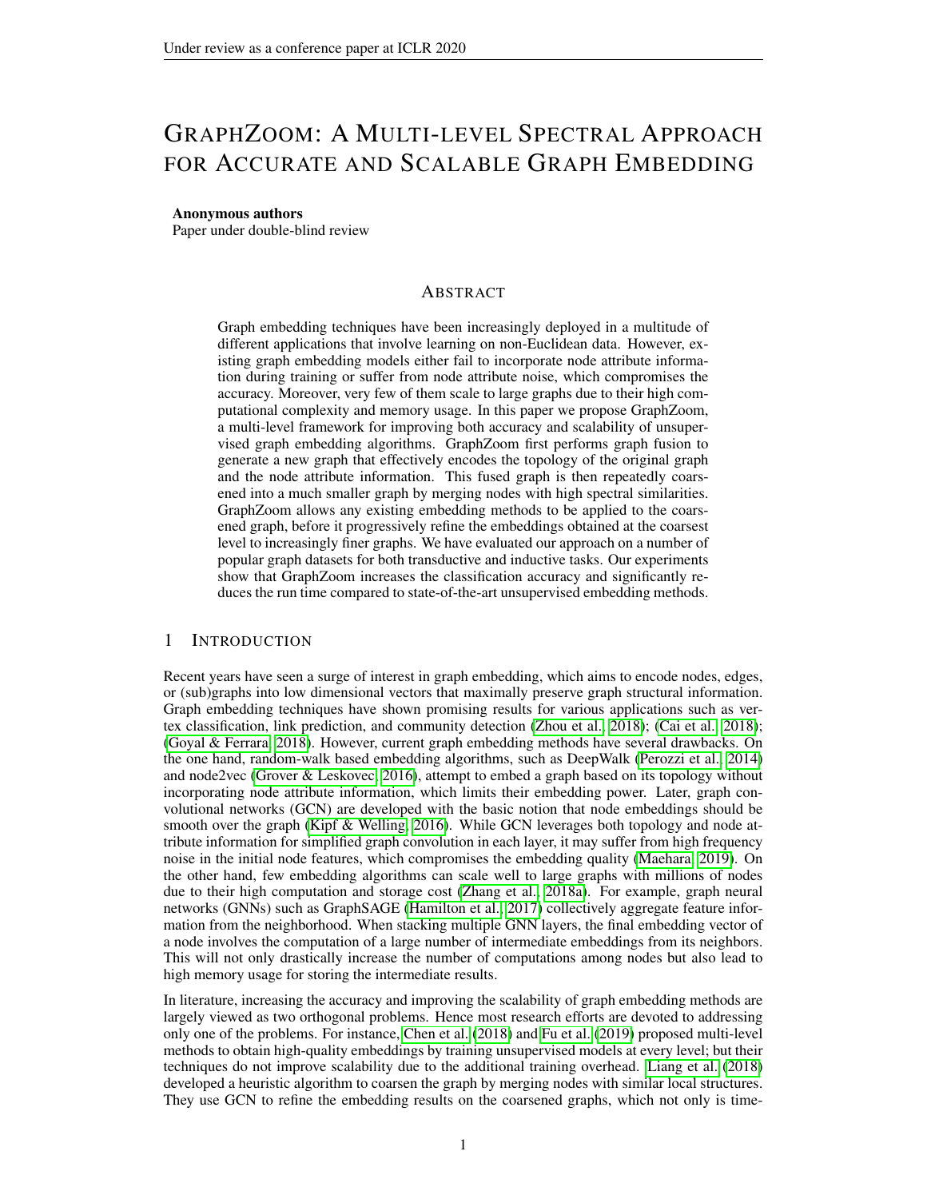# GRAPHZOOM: A MULTI-LEVEL SPECTRAL APPROACH FOR ACCURATE AND SCALABLE GRAPH EMBEDDING

**Anonymous authors**
Paper under double-blind review

## ABSTRACT

Graph embedding techniques have been increasingly deployed in a multitude of different applications that involve learning on non-Euclidean data. However, existing graph embedding models either fail to incorporate node attribute information during training or suffer from node attribute noise, which compromises the accuracy. Moreover, very few of them scale to large graphs due to their high computational complexity and memory usage. In this paper we propose GraphZoom, a multi-level framework for improving both accuracy and scalability of unsupervised graph embedding algorithms. GraphZoom first performs graph fusion to generate a new graph that effectively encodes the topology of the original graph and the node attribute information. This fused graph is then repeatedly coarsened into a much smaller graph by merging nodes with high spectral similarities. GraphZoom allows any existing embedding methods to be applied to the coarsened graph, before it progressively refine the embeddings obtained at the coarsest level to increasingly finer graphs. We have evaluated our approach on a number of popular graph datasets for both transductive and inductive tasks. Our experiments show that GraphZoom increases the classification accuracy and significantly reduces the run time compared to state-of-the-art unsupervised embedding methods.

## 1 INTRODUCTION

Recent years have seen a surge of interest in graph embedding, which aims to encode nodes, edges, or (sub)graphs into low dimensional vectors that maximally preserve graph structural information. Graph embedding techniques have shown promising results for various applications such as vertex classification, link prediction, and community detection (Zhou et al., 2018); (Cai et al., 2018); (Goyal & Ferrara, 2018). However, current graph embedding methods have several drawbacks. On the one hand, random-walk based embedding algorithms, such as DeepWalk (Perozzi et al., 2014) and node2vec (Grover & Leskovec, 2016), attempt to embed a graph based on its topology without incorporating node attribute information, which limits their embedding power. Later, graph convolutional networks (GCN) are developed with the basic notion that node embeddings should be smooth over the graph (Kipf & Welling, 2016). While GCN leverages both topology and node attribute information for simplified graph convolution in each layer, it may suffer from high frequency noise in the initial node features, which compromises the embedding quality (Maehara, 2019). On the other hand, few embedding algorithms can scale well to large graphs with millions of nodes due to their high computation and storage cost (Zhang et al., 2018a). For example, graph neural networks (GNNs) such as GraphSAGE (Hamilton et al., 2017) collectively aggregate feature information from the neighborhood. When stacking multiple GNN layers, the final embedding vector of a node involves the computation of a large number of intermediate embeddings from its neighbors. This will not only drastically increase the number of computations among nodes but also lead to high memory usage for storing the intermediate results.

In literature, increasing the accuracy and improving the scalability of graph embedding methods are largely viewed as two orthogonal problems. Hence most research efforts are devoted to addressing only one of the problems. For instance, Chen et al. (2018) and Fu et al. (2019) proposed multi-level methods to obtain high-quality embeddings by training unsupervised models at every level; but their techniques do not improve scalability due to the additional training overhead. Liang et al. (2018) developed a heuristic algorithm to coarsen the graph by merging nodes with similar local structures. They use GCN to refine the embedding results on the coarsened graphs, which not only is time-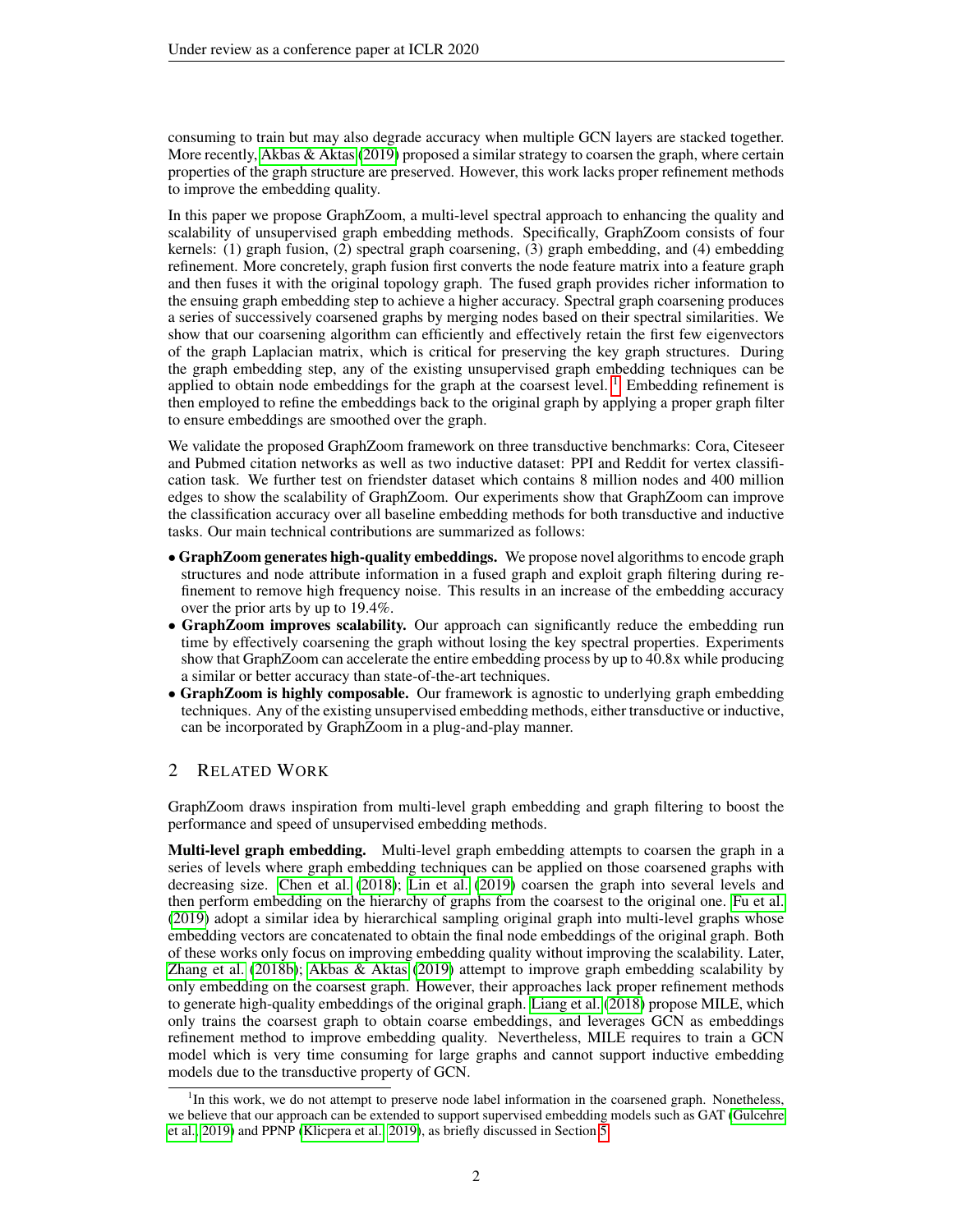consuming to train but may also degrade accuracy when multiple GCN layers are stacked together. More recently, Akbas & Aktas (2019) proposed a similar strategy to coarsen the graph, where certain properties of the graph structure are preserved. However, this work lacks proper refinement methods to improve the embedding quality.

In this paper we propose GraphZoom, a multi-level spectral approach to enhancing the quality and scalability of unsupervised graph embedding methods. Specifically, GraphZoom consists of four kernels: (1) graph fusion, (2) spectral graph coarsening, (3) graph embedding, and (4) embedding refinement. More concretely, graph fusion first converts the node feature matrix into a feature graph and then fuses it with the original topology graph. The fused graph provides richer information to the ensuing graph embedding step to achieve a higher accuracy. Spectral graph coarsening produces a series of successively coarsened graphs by merging nodes based on their spectral similarities. We show that our coarsening algorithm can efficiently and effectively retain the first few eigenvectors of the graph Laplacian matrix, which is critical for preserving the key graph structures. During the graph embedding step, any of the existing unsupervised graph embedding techniques can be applied to obtain node embeddings for the graph at the coarsest level. [1] Embedding refinement is then employed to refine the embeddings back to the original graph by applying a proper graph filter to ensure embeddings are smoothed over the graph.

We validate the proposed GraphZoom framework on three transductive benchmarks: Cora, Citeseer and Pubmed citation networks as well as two inductive dataset: PPI and Reddit for vertex classification task. We further test on friendster dataset which contains 8 million nodes and 400 million edges to show the scalability of GraphZoom. Our experiments show that GraphZoom can improve the classification accuracy over all baseline embedding methods for both transductive and inductive tasks. Our main technical contributions are summarized as follows:

- **GraphZoom generates high-quality embeddings.** We propose novel algorithms to encode graph structures and node attribute information in a fused graph and exploit graph filtering during refinement to remove high frequency noise. This results in an increase of the embedding accuracy over the prior arts by up to 19.4%.
- **GraphZoom improves scalability.** Our approach can significantly reduce the embedding run time by effectively coarsening the graph without losing the key spectral properties. Experiments show that GraphZoom can accelerate the entire embedding process by up to 40.8x while producing a similar or better accuracy than state-of-the-art techniques.
- **GraphZoom is highly composable.** Our framework is agnostic to underlying graph embedding techniques. Any of the existing unsupervised embedding methods, either transductive or inductive, can be incorporated by GraphZoom in a plug-and-play manner.

## 2 Related Work

GraphZoom draws inspiration from multi-level graph embedding and graph filtering to boost the performance and speed of unsupervised embedding methods.

**Multi-level graph embedding.** Multi-level graph embedding attempts to coarsen the graph in a series of levels where graph embedding techniques can be applied on those coarsened graphs with decreasing size. Chen et al. (2018); Lin et al. (2019) coarsen the graph into several levels and then perform embedding on the hierarchy of graphs from the coarsest to the original one. Fu et al. (2019) adopt a similar idea by hierarchical sampling original graph into multi-level graphs whose embedding vectors are concatenated to obtain the final node embeddings of the original graph. Both of these works only focus on improving embedding quality without improving the scalability. Later, Zhang et al. (2018b); Akbas & Aktas (2019) attempt to improve graph embedding scalability by only embedding on the coarsest graph. However, their approaches lack proper refinement methods to generate high-quality embeddings of the original graph. Liang et al. (2018) propose MILE, which only trains the coarsest graph to obtain coarse embeddings, and leverages GCN as embeddings refinement method to improve embedding quality. Nevertheless, MILE requires to train a GCN model which is very time consuming for large graphs and cannot support inductive embedding models due to the transductive property of GCN.

[1] In this work, we do not attempt to preserve node label information in the coarsened graph. Nonetheless, we believe that our approach can be extended to support supervised embedding models such as GAT (Gulcehre et al., 2019) and PPNP (Klicpera et al., 2019), as briefly discussed in Section 5.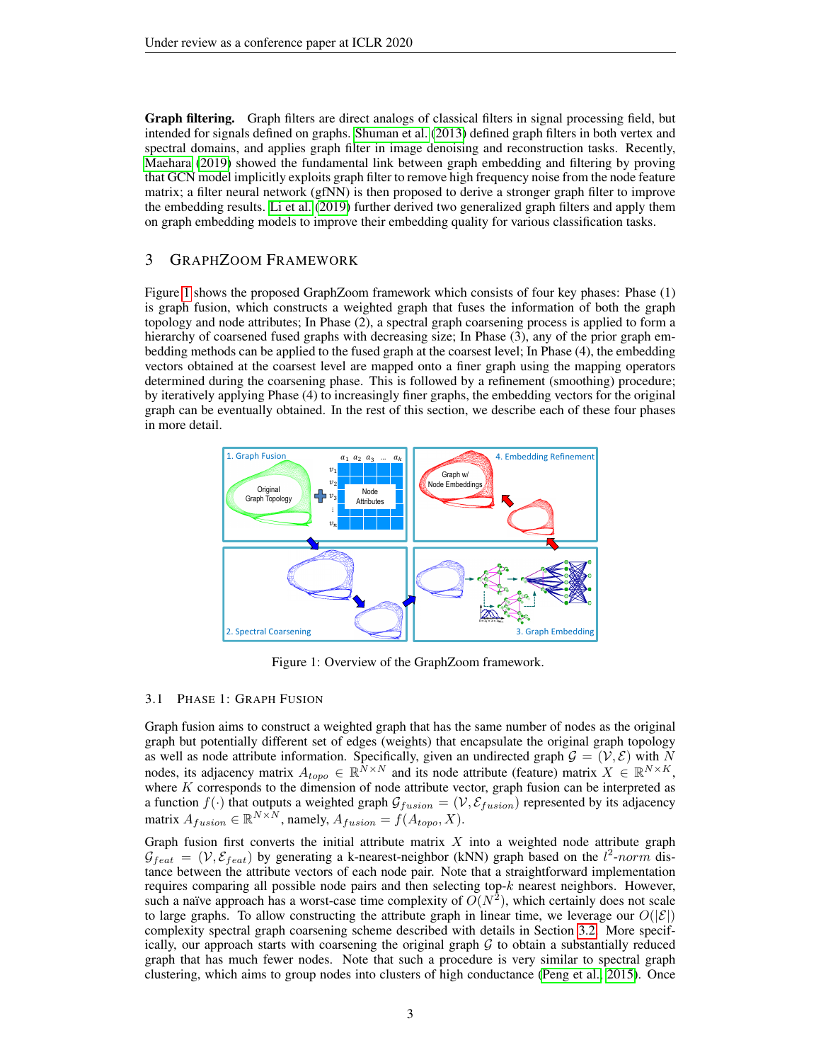**Graph filtering.** Graph filters are direct analogs of classical filters in signal processing field, but intended for signals defined on graphs. Shuman et al. (2013) defined graph filters in both vertex and spectral domains, and applies graph filter in image denoising and reconstruction tasks. Recently, Maehara (2019) showed the fundamental link between graph embedding and filtering by proving that GCN model implicitly exploits graph filter to remove high frequency noise from the node feature matrix; a filter neural network (gfNN) is then proposed to derive a stronger graph filter to improve the embedding results. Li et al. (2019) further derived two generalized graph filters and apply them on graph embedding models to improve their embedding quality for various classification tasks.

## 3 GraphZoom Framework

Figure 1 shows the proposed GraphZoom framework which consists of four key phases: Phase (1) is graph fusion, which constructs a weighted graph that fuses the information of both the graph topology and node attributes; In Phase (2), a spectral graph coarsening process is applied to form a hierarchy of coarsened fused graphs with decreasing size; In Phase (3), any of the prior graph embedding methods can be applied to the fused graph at the coarsest level; In Phase (4), the embedding vectors obtained at the coarsest level are mapped onto a finer graph using the mapping operators determined during the coarsening phase. This is followed by a refinement (smoothing) procedure; by iteratively applying Phase (4) to increasingly finer graphs, the embedding vectors for the original graph can be eventually obtained. In the rest of this section, we describe each of these four phases in more detail.

Figure 1: Overview of the GraphZoom framework.

### 3.1 Phase 1: Graph Fusion

Graph fusion aims to construct a weighted graph that has the same number of nodes as the original graph but potentially different set of edges (weights) that encapsulate the original graph topology as well as node attribute information. Specifically, given an undirected graph $\mathcal{G} = (\mathcal{V}, \mathcal{E})$ with $N$ nodes, its adjacency matrix $A_{topo} \in \mathbb{R}^{N \times N}$ and its node attribute (feature) matrix $X \in \mathbb{R}^{N \times K}$, where $K$ corresponds to the dimension of node attribute vector, graph fusion can be interpreted as a function $f(\cdot)$ that outputs a weighted graph $\mathcal{G}_{fusion} = (\mathcal{V}, \mathcal{E}_{fusion})$ represented by its adjacency matrix $A_{fusion} \in \mathbb{R}^{N \times N}$, namely, $A_{fusion} = f(A_{topo}, X)$.

Graph fusion first converts the initial attribute matrix $X$ into a weighted node attribute graph $\mathcal{G}_{feat} = (\mathcal{V}, \mathcal{E}_{feat})$ by generating a k-nearest-neighbor (kNN) graph based on the $l^2$-*norm* distance between the attribute vectors of each node pair. Note that a straightforward implementation requires comparing all possible node pairs and then selecting top-$k$ nearest neighbors. However, such a naïve approach has a worst-case time complexity of $O(N^2)$, which certainly does not scale to large graphs. To allow constructing the attribute graph in linear time, we leverage our $O(|\mathcal{E}|)$ complexity spectral graph coarsening scheme described with details in Section 3.2. More specifically, our approach starts with coarsening the original graph $\mathcal{G}$ to obtain a substantially reduced graph that has much fewer nodes. Note that such a procedure is very similar to spectral graph clustering, which aims to group nodes into clusters of high conductance (Peng et al., 2015). Once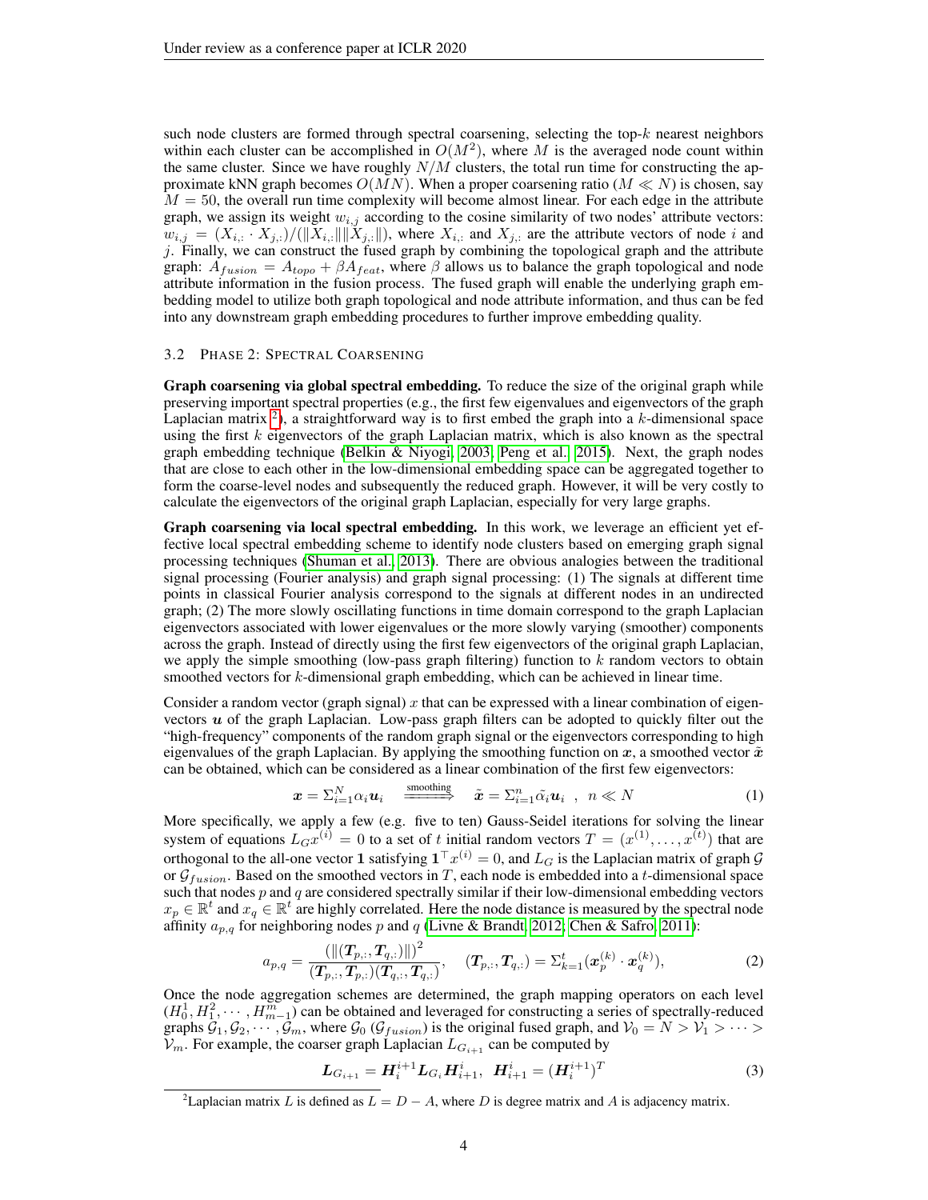such node clusters are formed through spectral coarsening, selecting the top-$k$ nearest neighbors within each cluster can be accomplished in $O(M^2)$, where $M$ is the averaged node count within the same cluster. Since we have roughly $N/M$ clusters, the total run time for constructing the approximate kNN graph becomes $O(MN)$. When a proper coarsening ratio ($M \ll N$) is chosen, say $M = 50$, the overall run time complexity will become almost linear. For each edge in the attribute graph, we assign its weight $w_{i,j}$ according to the cosine similarity of two nodes' attribute vectors: $w_{i,j} = (X_{i,:} \cdot X_{j,:})/(\|X_{i,:}\|\|X_{j,:}\|)$, where $X_{i,:}$ and $X_{j,:}$ are the attribute vectors of node $i$ and $j$. Finally, we can construct the fused graph by combining the topological graph and the attribute graph: $A_{fusion} = A_{topo} + \beta A_{feat}$, where $\beta$ allows us to balance the graph topological and node attribute information in the fusion process. The fused graph will enable the underlying graph embedding model to utilize both graph topological and node attribute information, and thus can be fed into any downstream graph embedding procedures to further improve embedding quality.

### 3.2 Phase 2: Spectral Coarsening

**Graph coarsening via global spectral embedding.** To reduce the size of the original graph while preserving important spectral properties (e.g., the first few eigenvalues and eigenvectors of the graph Laplacian matrix [2]), a straightforward way is to first embed the graph into a $k$-dimensional space using the first $k$ eigenvectors of the graph Laplacian matrix, which is also known as the spectral graph embedding technique (Belkin & Niyogi, 2003; Peng et al., 2015). Next, the graph nodes that are close to each other in the low-dimensional embedding space can be aggregated together to form the coarse-level nodes and subsequently the reduced graph. However, it will be very costly to calculate the eigenvectors of the original graph Laplacian, especially for very large graphs.

**Graph coarsening via local spectral embedding.** In this work, we leverage an efficient yet effective local spectral embedding scheme to identify node clusters based on emerging graph signal processing techniques (Shuman et al., 2013). There are obvious analogies between the traditional signal processing (Fourier analysis) and graph signal processing: (1) The signals at different time points in classical Fourier analysis correspond to the signals at different nodes in an undirected graph; (2) The more slowly oscillating functions in time domain correspond to the graph Laplacian eigenvectors associated with lower eigenvalues or the more slowly varying (smoother) components across the graph. Instead of directly using the first few eigenvectors of the original graph Laplacian, we apply the simple smoothing (low-pass graph filtering) function to $k$ random vectors to obtain smoothed vectors for $k$-dimensional graph embedding, which can be achieved in linear time.

Consider a random vector (graph signal) $x$ that can be expressed with a linear combination of eigenvectors $\boldsymbol{u}$ of the graph Laplacian. Low-pass graph filters can be adopted to quickly filter out the "high-frequency" components of the random graph signal or the eigenvectors corresponding to high eigenvalues of the graph Laplacian. By applying the smoothing function on $\boldsymbol{x}$, a smoothed vector $\tilde{\boldsymbol{x}}$ can be obtained, which can be considered as a linear combination of the first few eigenvectors:

$$\boldsymbol{x} = \Sigma_{i=1}^{N} \alpha_i \boldsymbol{u}_i \quad \xrightarrow{\text{smoothing}} \quad \tilde{\boldsymbol{x}} = \Sigma_{i=1}^{n} \tilde{\alpha_i} \boldsymbol{u}_i \ \ , \ \ n \ll N \tag{1}$$

More specifically, we apply a few (e.g. five to ten) Gauss-Seidel iterations for solving the linear system of equations $L_G x^{(i)} = 0$ to a set of $t$ initial random vectors $T = (x^{(1)}, \ldots, x^{(t)})$ that are orthogonal to the all-one vector $\mathbf{1}$ satisfying $\mathbf{1}^\top x^{(i)} = 0$, and $L_G$ is the Laplacian matrix of graph $\mathcal{G}$ or $\mathcal{G}_{fusion}$. Based on the smoothed vectors in $T$, each node is embedded into a $t$-dimensional space such that nodes $p$ and $q$ are considered spectrally similar if their low-dimensional embedding vectors $x_p \in \mathbb{R}^t$ and $x_q \in \mathbb{R}^t$ are highly correlated. Here the node distance is measured by the spectral node affinity $a_{p,q}$ for neighboring nodes $p$ and $q$ (Livne & Brandt, 2012; Chen & Safro, 2011):

$$a_{p,q} = \frac{(\|(\boldsymbol{T}_{p,:}, \boldsymbol{T}_{q,:})\|)^2}{(\boldsymbol{T}_{p,:}, \boldsymbol{T}_{p,:})(\boldsymbol{T}_{q,:}, \boldsymbol{T}_{q,:})}, \quad (\boldsymbol{T}_{p,:}, \boldsymbol{T}_{q,:}) = \Sigma_{k=1}^{t} (\boldsymbol{x}_p^{(k)} \cdot \boldsymbol{x}_q^{(k)}), \tag{2}$$

Once the node aggregation schemes are determined, the graph mapping operators on each level $(H_0^1, H_1^2, \cdots, H_{m-1}^m)$ can be obtained and leveraged for constructing a series of spectrally-reduced graphs $\mathcal{G}_1, \mathcal{G}_2, \cdots, \mathcal{G}_m$, where $\mathcal{G}_0$ ($\mathcal{G}_{fusion}$) is the original fused graph, and $\mathcal{V}_0 = N > \mathcal{V}_1 > \cdots > \mathcal{V}_m$. For example, the coarser graph Laplacian $L_{G_{i+1}}$ can be computed by

$$\boldsymbol{L}_{G_{i+1}} = \boldsymbol{H}_i^{i+1} \boldsymbol{L}_{G_i} \boldsymbol{H}_{i+1}^i, \ \ \boldsymbol{H}_{i+1}^i = (\boldsymbol{H}_i^{i+1})^T \tag{3}$$

[2] Laplacian matrix $L$ is defined as $L = D - A$, where $D$ is degree matrix and $A$ is adjacency matrix.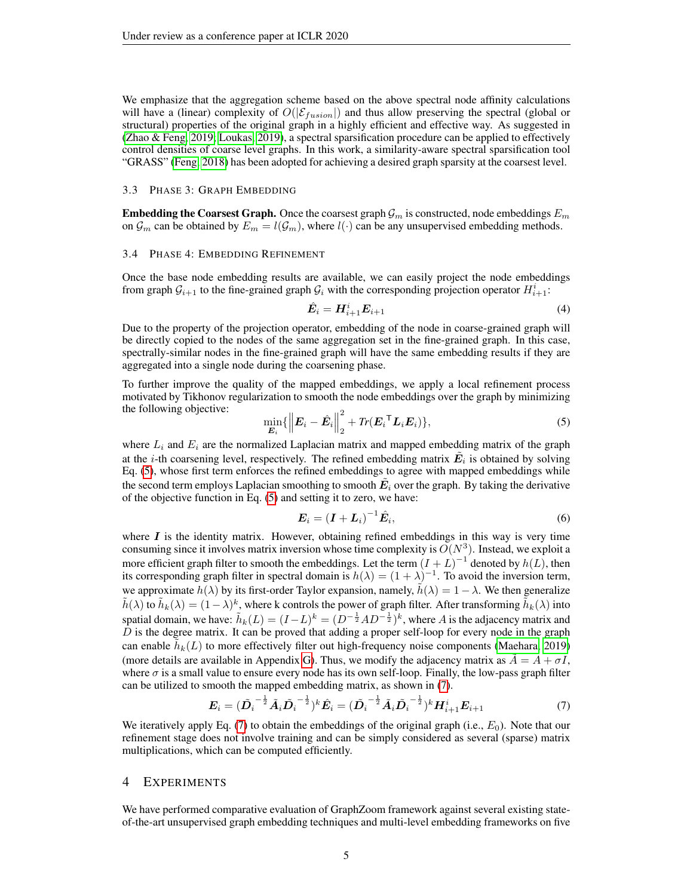We emphasize that the aggregation scheme based on the above spectral node affinity calculations will have a (linear) complexity of $O(|\mathcal{E}_{fusion}|)$ and thus allow preserving the spectral (global or structural) properties of the original graph in a highly efficient and effective way. As suggested in (Zhao & Feng, 2019; Loukas, 2019), a spectral sparsification procedure can be applied to effectively control densities of coarse level graphs. In this work, a similarity-aware spectral sparsification tool "GRASS" (Feng, 2018) has been adopted for achieving a desired graph sparsity at the coarsest level.

### 3.3 Phase 3: Graph Embedding

**Embedding the Coarsest Graph.** Once the coarsest graph $\mathcal{G}_m$ is constructed, node embeddings $E_m$ on $\mathcal{G}_m$ can be obtained by $E_m = l(\mathcal{G}_m)$, where $l(\cdot)$ can be any unsupervised embedding methods.

### 3.4 Phase 4: Embedding Refinement

Once the base node embedding results are available, we can easily project the node embeddings from graph $\mathcal{G}_{i+1}$ to the fine-grained graph $\mathcal{G}_i$ with the corresponding projection operator $H_{i+1}^i$:

$$\hat{\boldsymbol{E}}_i = \boldsymbol{H}_{i+1}^i \boldsymbol{E}_{i+1} \tag{4}$$

Due to the property of the projection operator, embedding of the node in coarse-grained graph will be directly copied to the nodes of the same aggregation set in the fine-grained graph. In this case, spectrally-similar nodes in the fine-grained graph will have the same embedding results if they are aggregated into a single node during the coarsening phase.

To further improve the quality of the mapped embeddings, we apply a local refinement process motivated by Tikhonov regularization to smooth the node embeddings over the graph by minimizing the following objective:

$$\min_{\boldsymbol{E}_i} \{ \left\| \boldsymbol{E}_i - \hat{\boldsymbol{E}}_i \right\|_2^2 + Tr(\boldsymbol{E}_i^\intercal \boldsymbol{L}_i \boldsymbol{E}_i) \}, \tag{5}$$

where $L_i$ and $E_i$ are the normalized Laplacian matrix and mapped embedding matrix of the graph at the $i$-th coarsening level, respectively. The refined embedding matrix $\tilde{\boldsymbol{E}}_i$ is obtained by solving Eq. (5), whose first term enforces the refined embeddings to agree with mapped embeddings while the second term employs Laplacian smoothing to smooth $\tilde{\boldsymbol{E}}_i$ over the graph. By taking the derivative of the objective function in Eq. (5) and setting it to zero, we have:

$$\boldsymbol{E}_i = (\boldsymbol{I} + \boldsymbol{L}_i)^{-1} \hat{\boldsymbol{E}}_i, \tag{6}$$

where $\boldsymbol{I}$ is the identity matrix. However, obtaining refined embeddings in this way is very time consuming since it involves matrix inversion whose time complexity is $O(N^3)$. Instead, we exploit a more efficient graph filter to smooth the embeddings. Let the term $(I + L)^{-1}$ denoted by $h(L)$, then its corresponding graph filter in spectral domain is $h(\lambda) = (1 + \lambda)^{-1}$. To avoid the inversion term, we approximate $h(\lambda)$ by its first-order Taylor expansion, namely, $\tilde{h}(\lambda) = 1 - \lambda$. We then generalize $\tilde{h}(\lambda)$ to $\tilde{h}_k(\lambda) = (1-\lambda)^k$, where k controls the power of graph filter. After transforming $\tilde{h}_k(\lambda)$ into spatial domain, we have: $\tilde{h}_k(L) = (I - L)^k = (D^{-\frac{1}{2}} A D^{-\frac{1}{2}})^k$, where $A$ is the adjacency matrix and $D$ is the degree matrix. It can be proved that adding a proper self-loop for every node in the graph can enable $\tilde{h}_k(L)$ to more effectively filter out high-frequency noise components (Maehara, 2019) (more details are available in Appendix G). Thus, we modify the adjacency matrix as $\tilde{A} = A + \sigma I$, where $\sigma$ is a small value to ensure every node has its own self-loop. Finally, the low-pass graph filter can be utilized to smooth the mapped embedding matrix, as shown in (7).

$$\boldsymbol{E}_i = (\tilde{\boldsymbol{D}}_i^{-\frac{1}{2}} \tilde{\boldsymbol{A}}_i \tilde{\boldsymbol{D}}_i^{-\frac{1}{2}})^k \hat{\boldsymbol{E}}_i = (\tilde{\boldsymbol{D}}_i^{-\frac{1}{2}} \tilde{\boldsymbol{A}}_i \tilde{\boldsymbol{D}}_i^{-\frac{1}{2}})^k \boldsymbol{H}_{i+1}^i \boldsymbol{E}_{i+1} \tag{7}$$

We iteratively apply Eq. (7) to obtain the embeddings of the original graph (i.e., $E_0$). Note that our refinement stage does not involve training and can be simply considered as several (sparse) matrix multiplications, which can be computed efficiently.

## 4 Experiments

We have performed comparative evaluation of GraphZoom framework against several existing state-of-the-art unsupervised graph embedding techniques and multi-level embedding frameworks on five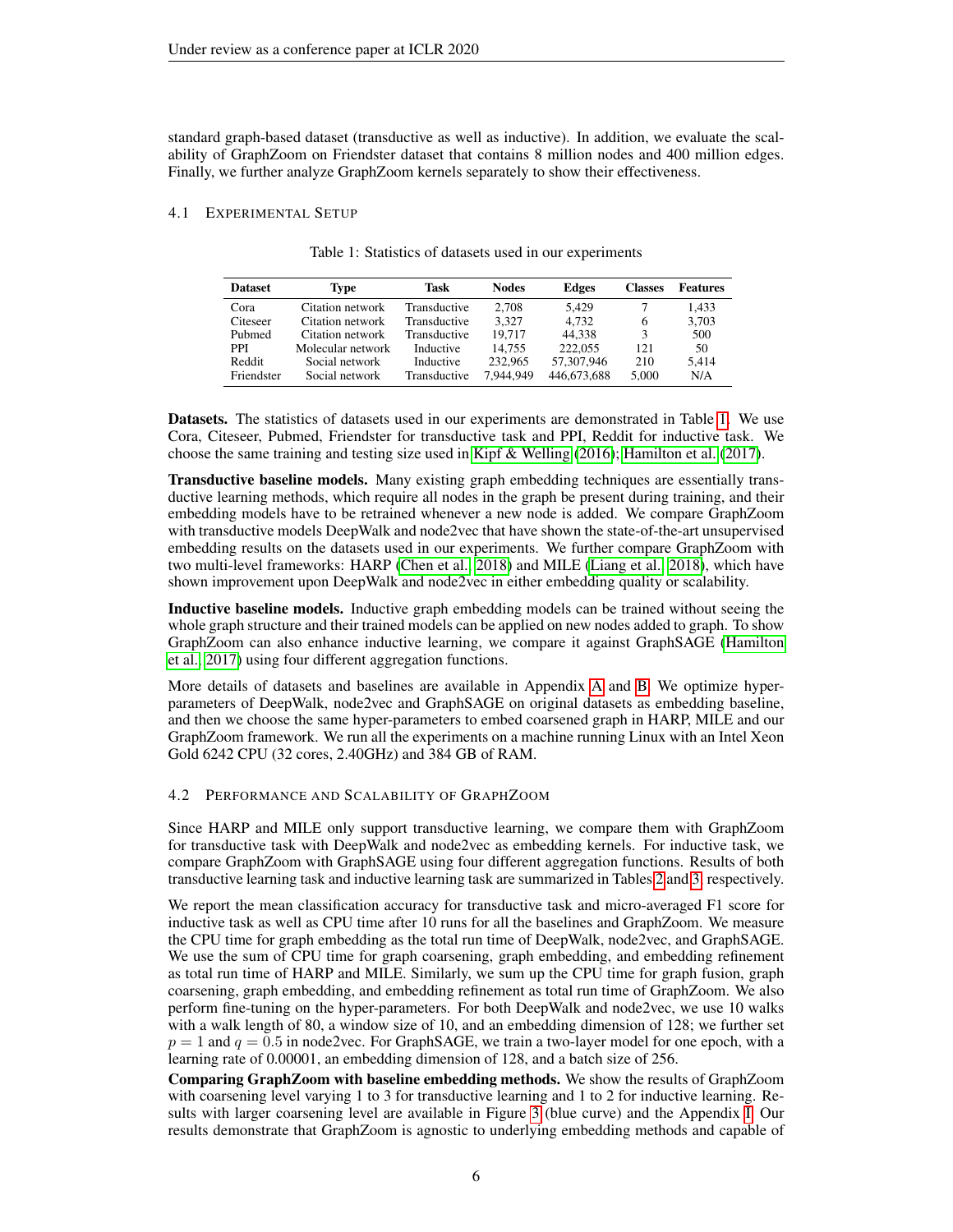standard graph-based dataset (transductive as well as inductive). In addition, we evaluate the scalability of GraphZoom on Friendster dataset that contains 8 million nodes and 400 million edges. Finally, we further analyze GraphZoom kernels separately to show their effectiveness.

### 4.1 Experimental Setup

Table 1: Statistics of datasets used in our experiments

| Dataset | Type | Task | Nodes | Edges | Classes | Features |
|---|---|---|---|---|---|---|
| Cora | Citation network | Transductive | 2,708 | 5,429 | 7 | 1,433 |
| Citeseer | Citation network | Transductive | 3,327 | 4,732 | 6 | 3,703 |
| Pubmed | Citation network | Transductive | 19,717 | 44,338 | 3 | 500 |
| PPI | Molecular network | Inductive | 14,755 | 222,055 | 121 | 50 |
| Reddit | Social network | Inductive | 232,965 | 57,307,946 | 210 | 5,414 |
| Friendster | Social network | Transductive | 7,944,949 | 446,673,688 | 5,000 | N/A |

**Datasets.** The statistics of datasets used in our experiments are demonstrated in Table 1. We use Cora, Citeseer, Pubmed, Friendster for transductive task and PPI, Reddit for inductive task. We choose the same training and testing size used in Kipf & Welling (2016); Hamilton et al. (2017).

**Transductive baseline models.** Many existing graph embedding techniques are essentially transductive learning methods, which require all nodes in the graph be present during training, and their embedding models have to be retrained whenever a new node is added. We compare GraphZoom with transductive models DeepWalk and node2vec that have shown the state-of-the-art unsupervised embedding results on the datasets used in our experiments. We further compare GraphZoom with two multi-level frameworks: HARP (Chen et al., 2018) and MILE (Liang et al., 2018), which have shown improvement upon DeepWalk and node2vec in either embedding quality or scalability.

**Inductive baseline models.** Inductive graph embedding models can be trained without seeing the whole graph structure and their trained models can be applied on new nodes added to graph. To show GraphZoom can also enhance inductive learning, we compare it against GraphSAGE (Hamilton et al., 2017) using four different aggregation functions.

More details of datasets and baselines are available in Appendix A and B. We optimize hyper-parameters of DeepWalk, node2vec and GraphSAGE on original datasets as embedding baseline, and then we choose the same hyper-parameters to embed coarsened graph in HARP, MILE and our GraphZoom framework. We run all the experiments on a machine running Linux with an Intel Xeon Gold 6242 CPU (32 cores, 2.40GHz) and 384 GB of RAM.

### 4.2 Performance and Scalability of GraphZoom

Since HARP and MILE only support transductive learning, we compare them with GraphZoom for transductive task with DeepWalk and node2vec as embedding kernels. For inductive task, we compare GraphZoom with GraphSAGE using four different aggregation functions. Results of both transductive learning task and inductive learning task are summarized in Tables 2 and 3, respectively.

We report the mean classification accuracy for transductive task and micro-averaged F1 score for inductive task as well as CPU time after 10 runs for all the baselines and GraphZoom. We measure the CPU time for graph embedding as the total run time of DeepWalk, node2vec, and GraphSAGE. We use the sum of CPU time for graph coarsening, graph embedding, and embedding refinement as total run time of HARP and MILE. Similarly, we sum up the CPU time for graph fusion, graph coarsening, graph embedding, and embedding refinement as total run time of GraphZoom. We also perform fine-tuning on the hyper-parameters. For both DeepWalk and node2vec, we use 10 walks with a walk length of 80, a window size of 10, and an embedding dimension of 128; we further set $p = 1$ and $q = 0.5$ in node2vec. For GraphSAGE, we train a two-layer model for one epoch, with a learning rate of 0.00001, an embedding dimension of 128, and a batch size of 256.

**Comparing GraphZoom with baseline embedding methods.** We show the results of GraphZoom with coarsening level varying 1 to 3 for transductive learning and 1 to 2 for inductive learning. Results with larger coarsening level are available in Figure 3 (blue curve) and the Appendix I. Our results demonstrate that GraphZoom is agnostic to underlying embedding methods and capable of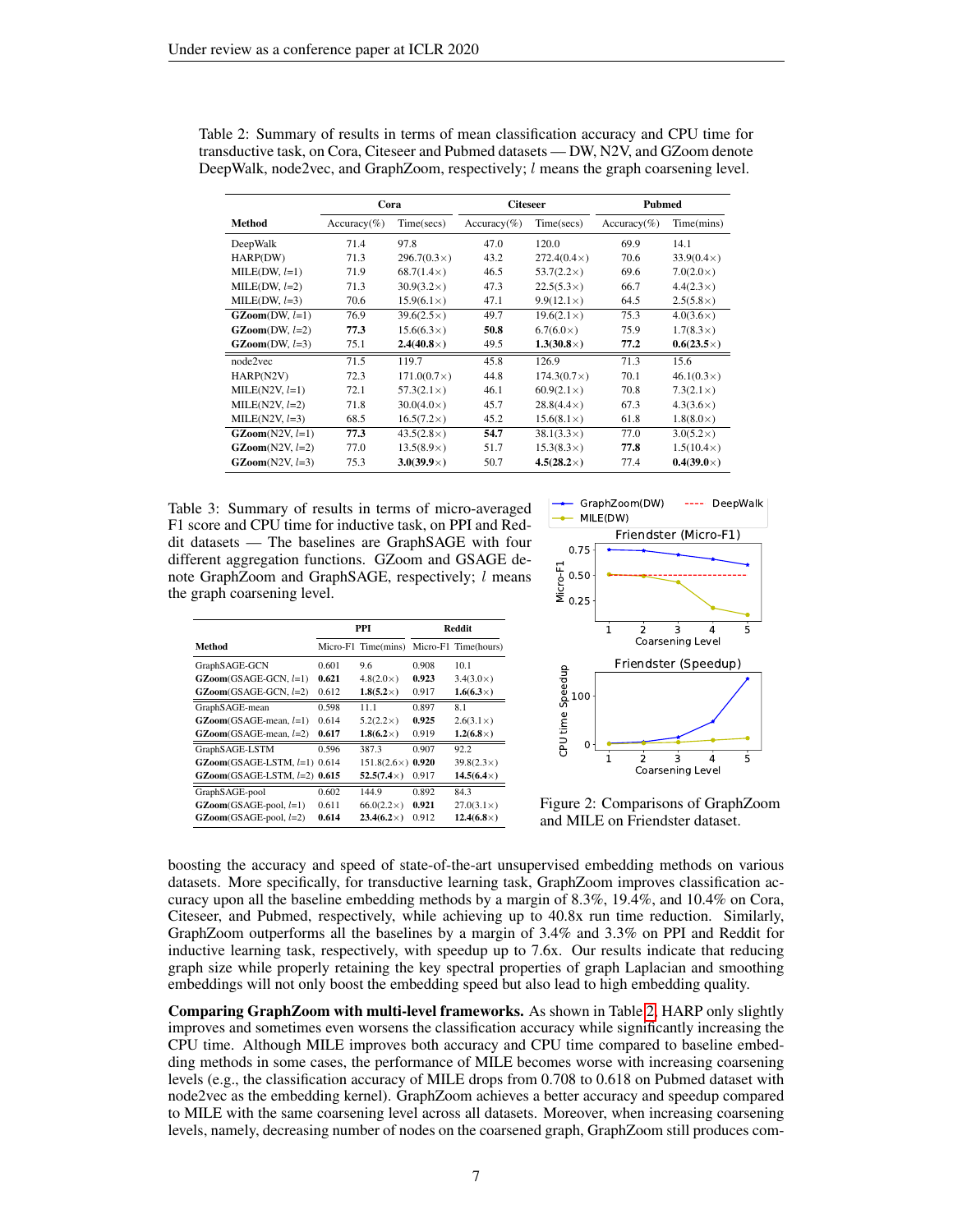Table 2: Summary of results in terms of mean classification accuracy and CPU time for transductive task, on Cora, Citeseer and Pubmed datasets — DW, N2V, and GZoom denote DeepWalk, node2vec, and GraphZoom, respectively; $l$ means the graph coarsening level.

| | Cora | | Citeseer | | Pubmed | |
|---|---|---|---|---|---|---|
| **Method** | Accuracy(%) | Time(secs) | Accuracy(%) | Time(secs) | Accuracy(%) | Time(mins) |
| DeepWalk | 71.4 | 97.8 | 47.0 | 120.0 | 69.9 | 14.1 |
| HARP(DW) | 71.3 | 296.7(0.3×) | 43.2 | 272.4(0.4×) | 70.6 | 33.9(0.4×) |
| MILE(DW, $l$=1) | 71.9 | 68.7(1.4×) | 46.5 | 53.7(2.2×) | 69.6 | 7.0(2.0×) |
| MILE(DW, $l$=2) | 71.3 | 30.9(3.2×) | 47.3 | 22.5(5.3×) | 66.7 | 4.4(2.3×) |
| MILE(DW, $l$=3) | 70.6 | 15.9(6.1×) | 47.1 | 9.9(12.1×) | 64.5 | 2.5(5.8×) |
| **GZoom**(DW, $l$=1) | 76.9 | 39.6(2.5×) | 49.7 | 19.6(2.1×) | 75.3 | 4.0(3.6×) |
| **GZoom**(DW, $l$=2) | **77.3** | 15.6(6.3×) | **50.8** | 6.7(6.0×) | 75.9 | 1.7(8.3×) |
| **GZoom**(DW, $l$=3) | 75.1 | **2.4(40.8×)** | 49.5 | **1.3(30.8×)** | **77.2** | **0.6(23.5×)** |
| node2vec | 71.5 | 119.7 | 45.8 | 126.9 | 71.3 | 15.6 |
| HARP(N2V) | 72.3 | 171.0(0.7×) | 44.8 | 174.3(0.7×) | 70.1 | 46.1(0.3×) |
| MILE(N2V, $l$=1) | 72.1 | 57.3(2.1×) | 46.1 | 60.9(2.1×) | 70.8 | 7.3(2.1×) |
| MILE(N2V, $l$=2) | 71.8 | 30.0(4.0×) | 45.7 | 28.8(4.4×) | 67.3 | 4.3(3.6×) |
| MILE(N2V, $l$=3) | 68.5 | 16.5(7.2×) | 45.2 | 15.6(8.1×) | 61.8 | 1.8(8.0×) |
| **GZoom**(N2V, $l$=1) | **77.3** | 43.5(2.8×) | **54.7** | 38.1(3.3×) | 77.0 | 3.0(5.2×) |
| **GZoom**(N2V, $l$=2) | 77.0 | 13.5(8.9×) | 51.7 | 15.3(8.3×) | **77.8** | 1.5(10.4×) |
| **GZoom**(N2V, $l$=3) | 75.3 | **3.0(39.9×)** | 50.7 | **4.5(28.2×)** | 77.4 | **0.4(39.0×)** |

Table 3: Summary of results in terms of micro-averaged F1 score and CPU time for inductive task, on PPI and Reddit datasets — The baselines are GraphSAGE with four different aggregation functions. GZoom and GSAGE denote GraphZoom and GraphSAGE, respectively; $l$ means the graph coarsening level.

| | PPI | | Reddit | |
|---|---|---|---|---|
| **Method** | Micro-F1 | Time(mins) | Micro-F1 | Time(hours) |
| GraphSAGE-GCN | 0.601 | 9.6 | 0.908 | 10.1 |
| **GZoom**(GSAGE-GCN, $l$=1) | **0.621** | 4.8(2.0×) | **0.923** | 3.4(3.0×) |
| **GZoom**(GSAGE-GCN, $l$=2) | 0.612 | **1.8(5.2×)** | 0.917 | **1.6(6.3×)** |
| GraphSAGE-mean | 0.598 | 11.1 | 0.897 | 8.1 |
| **GZoom**(GSAGE-mean, $l$=1) | 0.614 | 5.2(2.2×) | **0.925** | 2.6(3.1×) |
| **GZoom**(GSAGE-mean, $l$=2) | **0.617** | **1.8(6.2×)** | 0.919 | **1.2(6.8×)** |
| GraphSAGE-LSTM | 0.596 | 387.3 | 0.907 | 92.2 |
| **GZoom**(GSAGE-LSTM, $l$=1) | 0.614 | 151.8(2.6×) | **0.920** | 39.8(2.3×) |
| **GZoom**(GSAGE-LSTM, $l$=2) | **0.615** | **52.5(7.4×)** | 0.917 | **14.5(6.4×)** |
| GraphSAGE-pool | 0.602 | 144.9 | 0.892 | 84.3 |
| **GZoom**(GSAGE-pool, $l$=1) | 0.611 | 66.0(2.2×) | **0.921** | 27.0(3.1×) |
| **GZoom**(GSAGE-pool, $l$=2) | **0.614** | **23.4(6.2×)** | 0.912 | **12.4(6.8×)** |

Figure 2: Comparisons of GraphZoom and MILE on Friendster dataset.

boosting the accuracy and speed of state-of-the-art unsupervised embedding methods on various datasets. More specifically, for transductive learning task, GraphZoom improves classification accuracy upon all the baseline embedding methods by a margin of 8.3%, 19.4%, and 10.4% on Cora, Citeseer, and Pubmed, respectively, while achieving up to 40.8x run time reduction. Similarly, GraphZoom outperforms all the baselines by a margin of 3.4% and 3.3% on PPI and Reddit for inductive learning task, respectively, with speedup up to 7.6x. Our results indicate that reducing graph size while properly retaining the key spectral properties of graph Laplacian and smoothing embeddings will not only boost the embedding speed but also lead to high embedding quality.

**Comparing GraphZoom with multi-level frameworks.** As shown in Table 2, HARP only slightly improves and sometimes even worsens the classification accuracy while significantly increasing the CPU time. Although MILE improves both accuracy and CPU time compared to baseline embedding methods in some cases, the performance of MILE becomes worse with increasing coarsening levels (e.g., the classification accuracy of MILE drops from 0.708 to 0.618 on Pubmed dataset with node2vec as the embedding kernel). GraphZoom achieves a better accuracy and speedup compared to MILE with the same coarsening level across all datasets. Moreover, when increasing coarsening levels, namely, decreasing number of nodes on the coarsened graph, GraphZoom still produces com-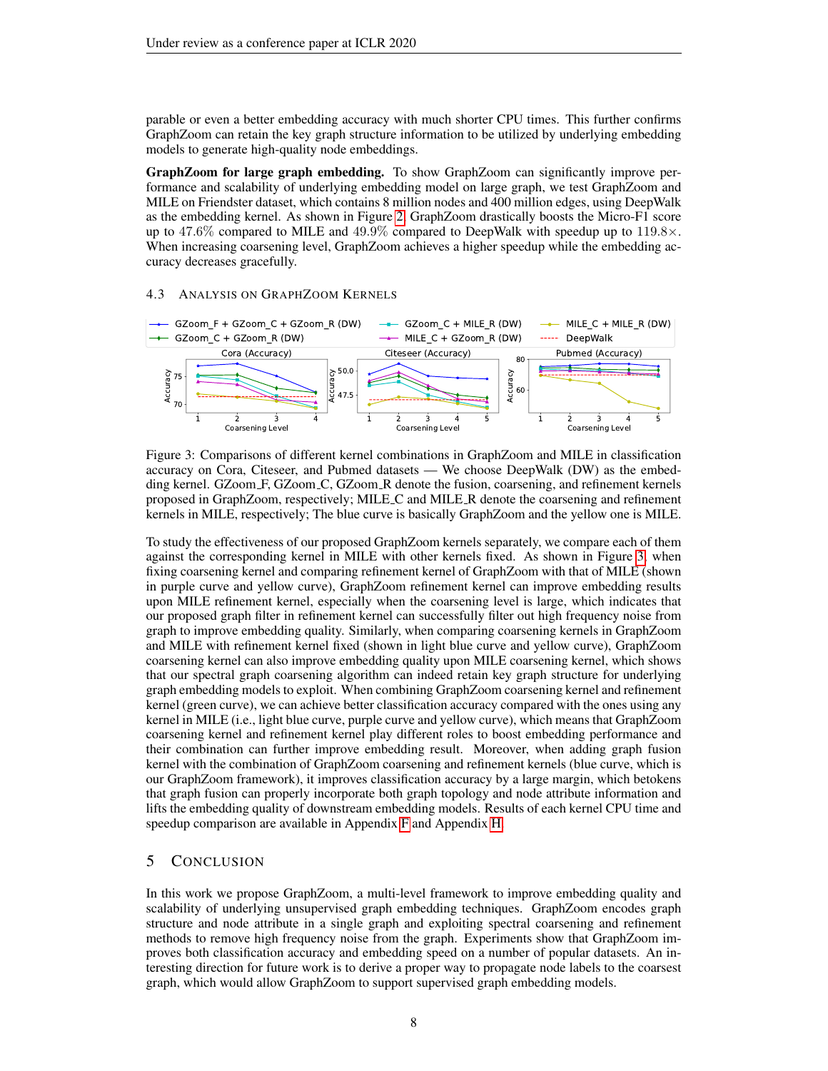parable or even a better embedding accuracy with much shorter CPU times. This further confirms GraphZoom can retain the key graph structure information to be utilized by underlying embedding models to generate high-quality node embeddings.

**GraphZoom for large graph embedding.** To show GraphZoom can significantly improve performance and scalability of underlying embedding model on large graph, we test GraphZoom and MILE on Friendster dataset, which contains 8 million nodes and 400 million edges, using DeepWalk as the embedding kernel. As shown in Figure 2, GraphZoom drastically boosts the Micro-F1 score up to $47.6\%$ compared to MILE and $49.9\%$ compared to DeepWalk with speedup up to $119.8\times$. When increasing coarsening level, GraphZoom achieves a higher speedup while the embedding accuracy decreases gracefully.

### 4.3 Analysis on GraphZoom Kernels

Figure 3: Comparisons of different kernel combinations in GraphZoom and MILE in classification accuracy on Cora, Citeseer, and Pubmed datasets — We choose DeepWalk (DW) as the embedding kernel. GZoom_F, GZoom_C, GZoom_R denote the fusion, coarsening, and refinement kernels proposed in GraphZoom, respectively; MILE_C and MILE_R denote the coarsening and refinement kernels in MILE, respectively; The blue curve is basically GraphZoom and the yellow one is MILE.

To study the effectiveness of our proposed GraphZoom kernels separately, we compare each of them against the corresponding kernel in MILE with other kernels fixed. As shown in Figure 3, when fixing coarsening kernel and comparing refinement kernel of GraphZoom with that of MILE (shown in purple curve and yellow curve), GraphZoom refinement kernel can improve embedding results upon MILE refinement kernel, especially when the coarsening level is large, which indicates that our proposed graph filter in refinement kernel can successfully filter out high frequency noise from graph to improve embedding quality. Similarly, when comparing coarsening kernels in GraphZoom and MILE with refinement kernel fixed (shown in light blue curve and yellow curve), GraphZoom coarsening kernel can also improve embedding quality upon MILE coarsening kernel, which shows that our spectral graph coarsening algorithm can indeed retain key graph structure for underlying graph embedding models to exploit. When combining GraphZoom coarsening kernel and refinement kernel (green curve), we can achieve better classification accuracy compared with the ones using any kernel in MILE (i.e., light blue curve, purple curve and yellow curve), which means that GraphZoom coarsening kernel and refinement kernel play different roles to boost embedding performance and their combination can further improve embedding result. Moreover, when adding graph fusion kernel with the combination of GraphZoom coarsening and refinement kernels (blue curve, which is our GraphZoom framework), it improves classification accuracy by a large margin, which betokens that graph fusion can properly incorporate both graph topology and node attribute information and lifts the embedding quality of downstream embedding models. Results of each kernel CPU time and speedup comparison are available in Appendix F and Appendix H.

## 5 Conclusion

In this work we propose GraphZoom, a multi-level framework to improve embedding quality and scalability of underlying unsupervised graph embedding techniques. GraphZoom encodes graph structure and node attribute in a single graph and exploiting spectral coarsening and refinement methods to remove high frequency noise from the graph. Experiments show that GraphZoom improves both classification accuracy and embedding speed on a number of popular datasets. An interesting direction for future work is to derive a proper way to propagate node labels to the coarsest graph, which would allow GraphZoom to support supervised graph embedding models.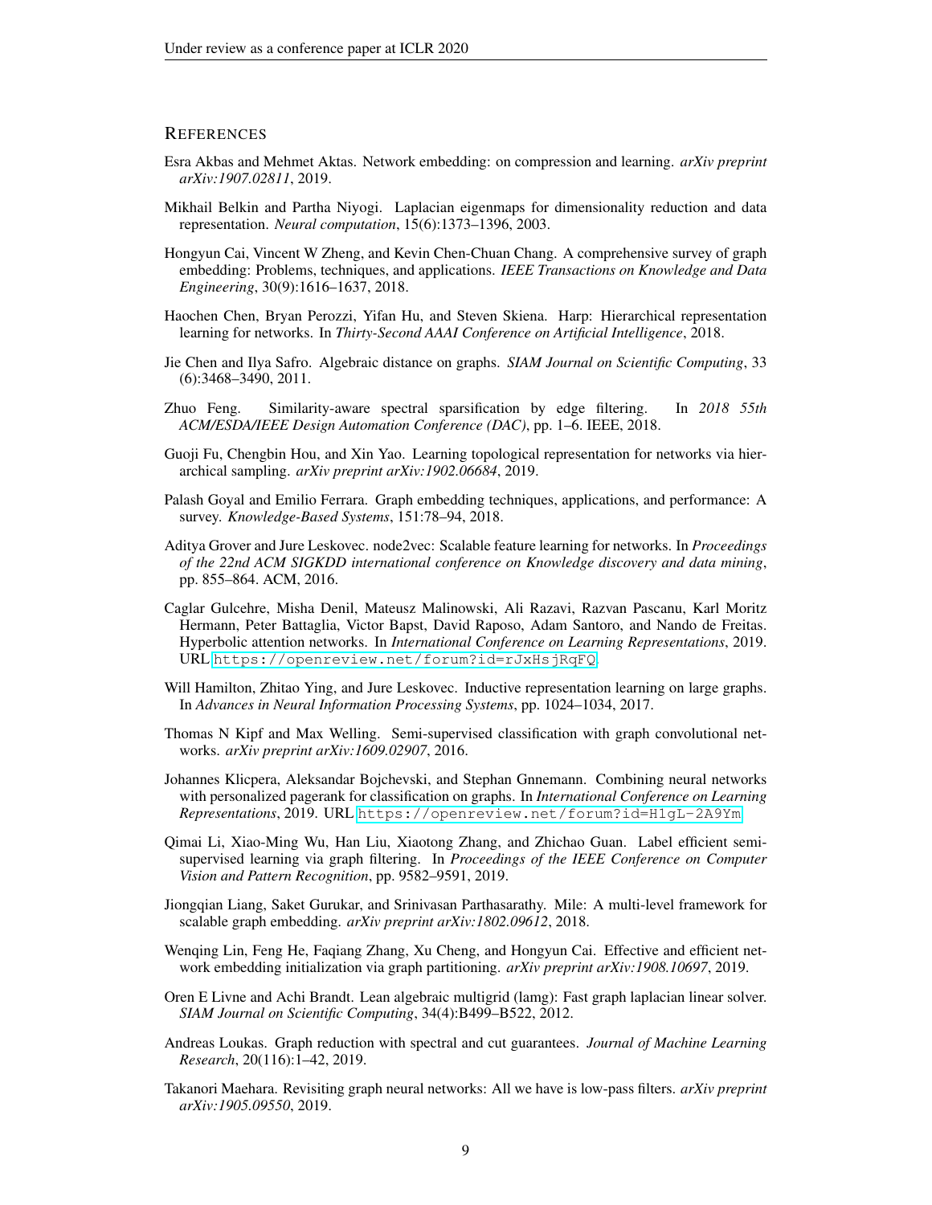## References

Esra Akbas and Mehmet Aktas. Network embedding: on compression and learning. *arXiv preprint arXiv:1907.02811*, 2019.

Mikhail Belkin and Partha Niyogi. Laplacian eigenmaps for dimensionality reduction and data representation. *Neural computation*, 15(6):1373–1396, 2003.

Hongyun Cai, Vincent W Zheng, and Kevin Chen-Chuan Chang. A comprehensive survey of graph embedding: Problems, techniques, and applications. *IEEE Transactions on Knowledge and Data Engineering*, 30(9):1616–1637, 2018.

Haochen Chen, Bryan Perozzi, Yifan Hu, and Steven Skiena. Harp: Hierarchical representation learning for networks. In *Thirty-Second AAAI Conference on Artificial Intelligence*, 2018.

Jie Chen and Ilya Safro. Algebraic distance on graphs. *SIAM Journal on Scientific Computing*, 33 (6):3468–3490, 2011.

Zhuo Feng. Similarity-aware spectral sparsification by edge filtering. In *2018 55th ACM/ESDA/IEEE Design Automation Conference (DAC)*, pp. 1–6. IEEE, 2018.

Guoji Fu, Chengbin Hou, and Xin Yao. Learning topological representation for networks via hierarchical sampling. *arXiv preprint arXiv:1902.06684*, 2019.

Palash Goyal and Emilio Ferrara. Graph embedding techniques, applications, and performance: A survey. *Knowledge-Based Systems*, 151:78–94, 2018.

Aditya Grover and Jure Leskovec. node2vec: Scalable feature learning for networks. In *Proceedings of the 22nd ACM SIGKDD international conference on Knowledge discovery and data mining*, pp. 855–864. ACM, 2016.

Caglar Gulcehre, Misha Denil, Mateusz Malinowski, Ali Razavi, Razvan Pascanu, Karl Moritz Hermann, Peter Battaglia, Victor Bapst, David Raposo, Adam Santoro, and Nando de Freitas. Hyperbolic attention networks. In *International Conference on Learning Representations*, 2019. URL https://openreview.net/forum?id=rJxHsjRqFQ.

Will Hamilton, Zhitao Ying, and Jure Leskovec. Inductive representation learning on large graphs. In *Advances in Neural Information Processing Systems*, pp. 1024–1034, 2017.

Thomas N Kipf and Max Welling. Semi-supervised classification with graph convolutional networks. *arXiv preprint arXiv:1609.02907*, 2016.

Johannes Klicpera, Aleksandar Bojchevski, and Stephan Gnnemann. Combining neural networks with personalized pagerank for classification on graphs. In *International Conference on Learning Representations*, 2019. URL https://openreview.net/forum?id=H1gL-2A9Ym.

Qimai Li, Xiao-Ming Wu, Han Liu, Xiaotong Zhang, and Zhichao Guan. Label efficient semi-supervised learning via graph filtering. In *Proceedings of the IEEE Conference on Computer Vision and Pattern Recognition*, pp. 9582–9591, 2019.

Jiongqian Liang, Saket Gurukar, and Srinivasan Parthasarathy. Mile: A multi-level framework for scalable graph embedding. *arXiv preprint arXiv:1802.09612*, 2018.

Wenqing Lin, Feng He, Faqiang Zhang, Xu Cheng, and Hongyun Cai. Effective and efficient network embedding initialization via graph partitioning. *arXiv preprint arXiv:1908.10697*, 2019.

Oren E Livne and Achi Brandt. Lean algebraic multigrid (lamg): Fast graph laplacian linear solver. *SIAM Journal on Scientific Computing*, 34(4):B499–B522, 2012.

Andreas Loukas. Graph reduction with spectral and cut guarantees. *Journal of Machine Learning Research*, 20(116):1–42, 2019.

Takanori Maehara. Revisiting graph neural networks: All we have is low-pass filters. *arXiv preprint arXiv:1905.09550*, 2019.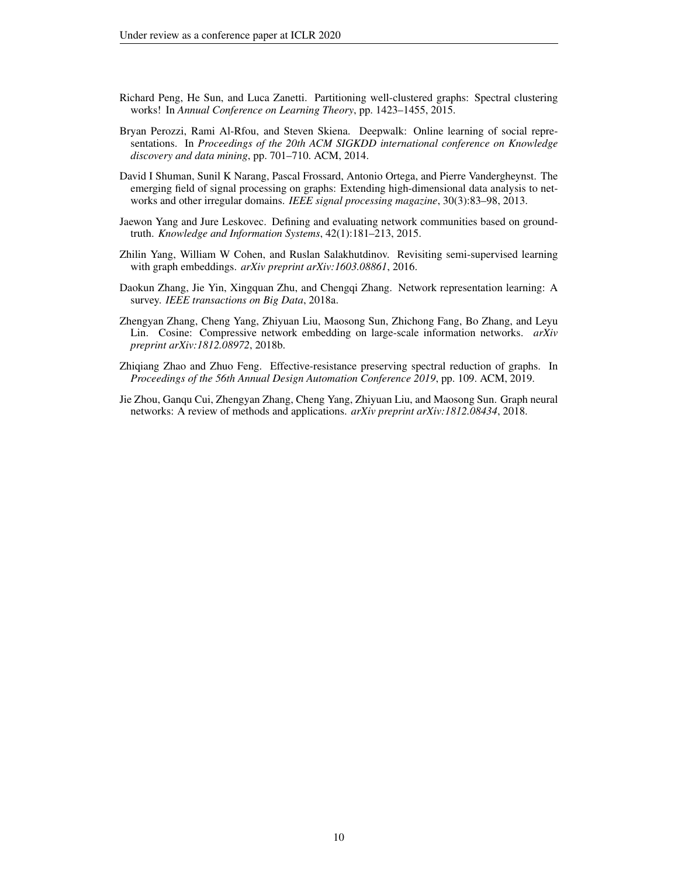Richard Peng, He Sun, and Luca Zanetti. Partitioning well-clustered graphs: Spectral clustering works! In *Annual Conference on Learning Theory*, pp. 1423–1455, 2015.

Bryan Perozzi, Rami Al-Rfou, and Steven Skiena. Deepwalk: Online learning of social representations. In *Proceedings of the 20th ACM SIGKDD international conference on Knowledge discovery and data mining*, pp. 701–710. ACM, 2014.

David I Shuman, Sunil K Narang, Pascal Frossard, Antonio Ortega, and Pierre Vandergheynst. The emerging field of signal processing on graphs: Extending high-dimensional data analysis to networks and other irregular domains. *IEEE signal processing magazine*, 30(3):83–98, 2013.

Jaewon Yang and Jure Leskovec. Defining and evaluating network communities based on ground-truth. *Knowledge and Information Systems*, 42(1):181–213, 2015.

Zhilin Yang, William W Cohen, and Ruslan Salakhutdinov. Revisiting semi-supervised learning with graph embeddings. *arXiv preprint arXiv:1603.08861*, 2016.

Daokun Zhang, Jie Yin, Xingquan Zhu, and Chengqi Zhang. Network representation learning: A survey. *IEEE transactions on Big Data*, 2018a.

Zhengyan Zhang, Cheng Yang, Zhiyuan Liu, Maosong Sun, Zhichong Fang, Bo Zhang, and Leyu Lin. Cosine: Compressive network embedding on large-scale information networks. *arXiv preprint arXiv:1812.08972*, 2018b.

Zhiqiang Zhao and Zhuo Feng. Effective-resistance preserving spectral reduction of graphs. In *Proceedings of the 56th Annual Design Automation Conference 2019*, pp. 109. ACM, 2019.

Jie Zhou, Ganqu Cui, Zhengyan Zhang, Cheng Yang, Zhiyuan Liu, and Maosong Sun. Graph neural networks: A review of methods and applications. *arXiv preprint arXiv:1812.08434*, 2018.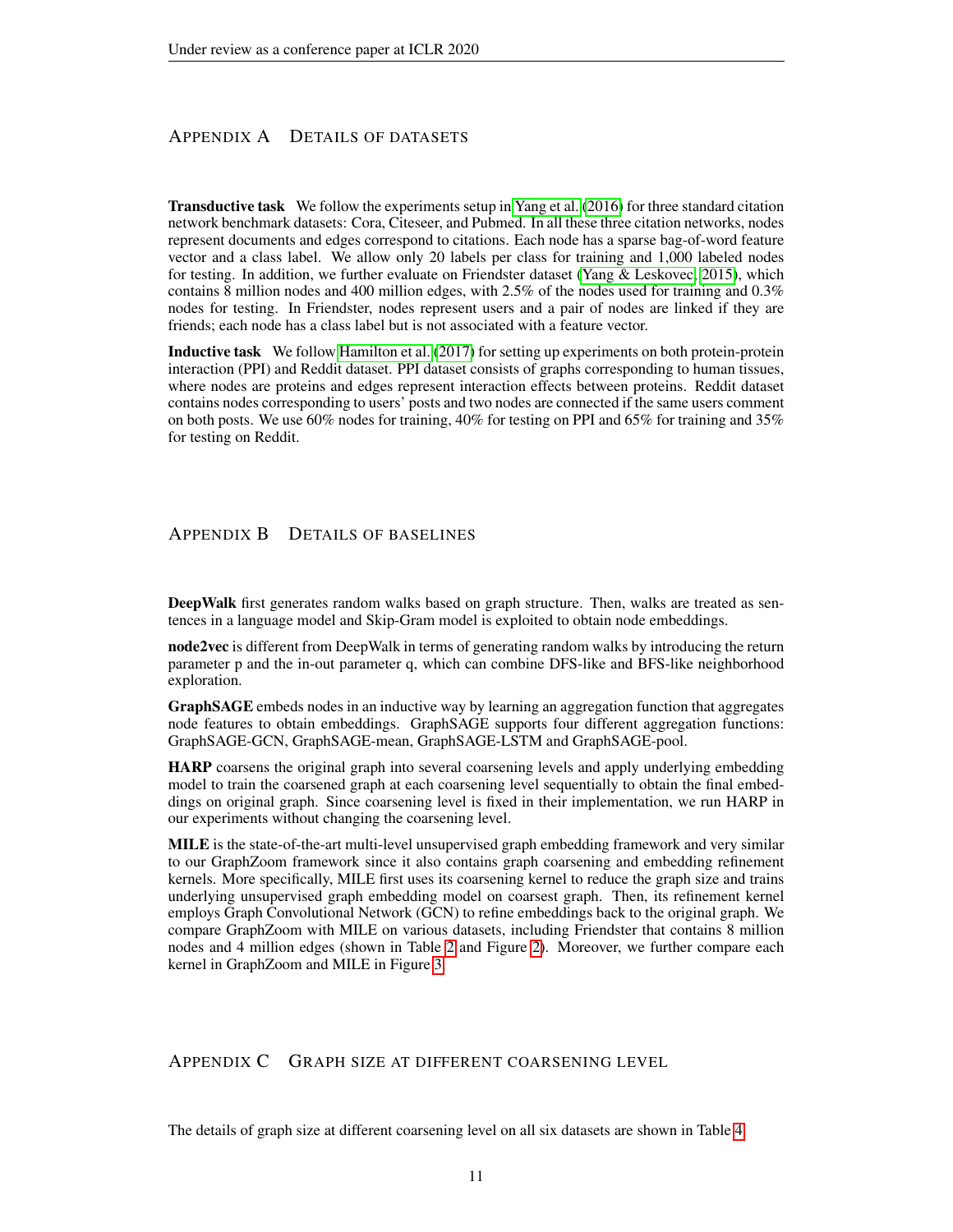## Appendix A Details of Datasets

**Transductive task** We follow the experiments setup in Yang et al. (2016) for three standard citation network benchmark datasets: Cora, Citeseer, and Pubmed. In all these three citation networks, nodes represent documents and edges correspond to citations. Each node has a sparse bag-of-word feature vector and a class label. We allow only 20 labels per class for training and 1,000 labeled nodes for testing. In addition, we further evaluate on Friendster dataset (Yang & Leskovec, 2015), which contains 8 million nodes and 400 million edges, with 2.5% of the nodes used for training and 0.3% nodes for testing. In Friendster, nodes represent users and a pair of nodes are linked if they are friends; each node has a class label but is not associated with a feature vector.

**Inductive task** We follow Hamilton et al. (2017) for setting up experiments on both protein-protein interaction (PPI) and Reddit dataset. PPI dataset consists of graphs corresponding to human tissues, where nodes are proteins and edges represent interaction effects between proteins. Reddit dataset contains nodes corresponding to users' posts and two nodes are connected if the same users comment on both posts. We use 60% nodes for training, 40% for testing on PPI and 65% for training and 35% for testing on Reddit.

## Appendix B Details of Baselines

**DeepWalk** first generates random walks based on graph structure. Then, walks are treated as sentences in a language model and Skip-Gram model is exploited to obtain node embeddings.

**node2vec** is different from DeepWalk in terms of generating random walks by introducing the return parameter p and the in-out parameter q, which can combine DFS-like and BFS-like neighborhood exploration.

**GraphSAGE** embeds nodes in an inductive way by learning an aggregation function that aggregates node features to obtain embeddings. GraphSAGE supports four different aggregation functions: GraphSAGE-GCN, GraphSAGE-mean, GraphSAGE-LSTM and GraphSAGE-pool.

**HARP** coarsens the original graph into several coarsening levels and apply underlying embedding model to train the coarsened graph at each coarsening level sequentially to obtain the final embeddings on original graph. Since coarsening level is fixed in their implementation, we run HARP in our experiments without changing the coarsening level.

**MILE** is the state-of-the-art multi-level unsupervised graph embedding framework and very similar to our GraphZoom framework since it also contains graph coarsening and embedding refinement kernels. More specifically, MILE first uses its coarsening kernel to reduce the graph size and trains underlying unsupervised graph embedding model on coarsest graph. Then, its refinement kernel employs Graph Convolutional Network (GCN) to refine embeddings back to the original graph. We compare GraphZoom with MILE on various datasets, including Friendster that contains 8 million nodes and 4 million edges (shown in Table 2 and Figure 2). Moreover, we further compare each kernel in GraphZoom and MILE in Figure 3.

## Appendix C Graph Size at Different Coarsening Level

The details of graph size at different coarsening level on all six datasets are shown in Table 4.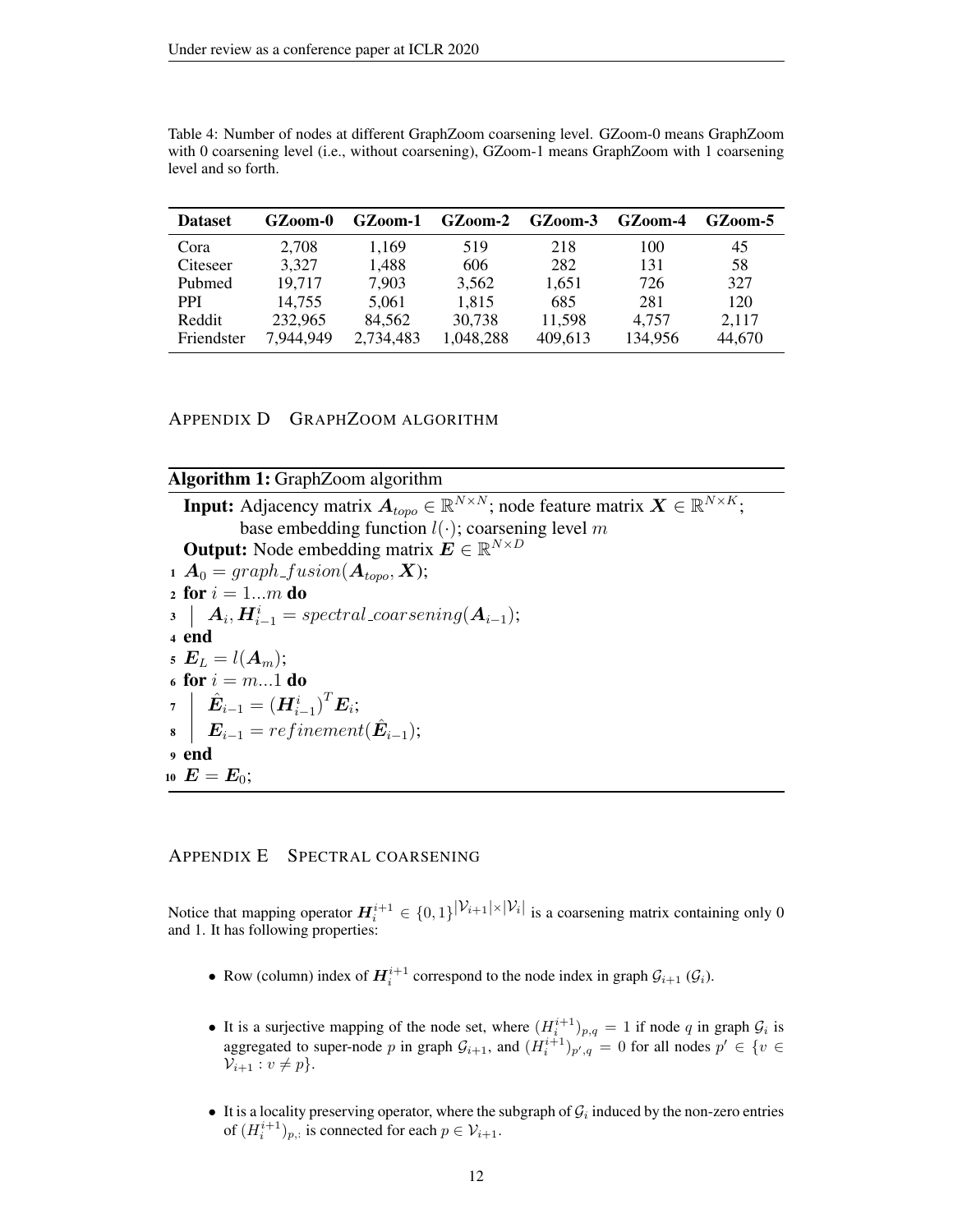Table 4: Number of nodes at different GraphZoom coarsening level. GZoom-0 means GraphZoom with 0 coarsening level (i.e., without coarsening), GZoom-1 means GraphZoom with 1 coarsening level and so forth.

| Dataset | GZoom-0 | GZoom-1 | GZoom-2 | GZoom-3 | GZoom-4 | GZoom-5 |
|---|---|---|---|---|---|---|
| Cora | 2,708 | 1,169 | 519 | 218 | 100 | 45 |
| Citeseer | 3,327 | 1,488 | 606 | 282 | 131 | 58 |
| Pubmed | 19,717 | 7,903 | 3,562 | 1,651 | 726 | 327 |
| PPI | 14,755 | 5,061 | 1,815 | 685 | 281 | 120 |
| Reddit | 232,965 | 84,562 | 30,738 | 11,598 | 4,757 | 2,117 |
| Friendster | 7,944,949 | 2,734,483 | 1,048,288 | 409,613 | 134,956 | 44,670 |

## APPENDIX D GRAPHZOOM ALGORITHM

**Algorithm 1:** GraphZoom algorithm

**Input:** Adjacency matrix $\boldsymbol{A}_{topo} \in \mathbb{R}^{N \times N}$; node feature matrix $\boldsymbol{X} \in \mathbb{R}^{N \times K}$; base embedding function $l(\cdot)$; coarsening level $m$

**Output:** Node embedding matrix $\boldsymbol{E} \in \mathbb{R}^{N \times D}$

1. $\boldsymbol{A}_0 = graph\_fusion(\boldsymbol{A}_{topo}, \boldsymbol{X})$;
2. **for** $i = 1...m$ **do**
3. $\quad \boldsymbol{A}_i, \boldsymbol{H}_{i-1}^{i} = spectral\_coarsening(\boldsymbol{A}_{i-1})$;
4. **end**
5. $\boldsymbol{E}_L = l(\boldsymbol{A}_m)$;
6. **for** $i = m...1$ **do**
7. $\quad \hat{\boldsymbol{E}}_{i-1} = (\boldsymbol{H}_{i-1}^{i})^T \boldsymbol{E}_i$;
8. $\quad \boldsymbol{E}_{i-1} = refinement(\hat{\boldsymbol{E}}_{i-1})$;
9. **end**
10. $\boldsymbol{E} = \boldsymbol{E}_0$;

## APPENDIX E SPECTRAL COARSENING

Notice that mapping operator $\boldsymbol{H}_i^{i+1} \in \{0,1\}^{|\mathcal{V}_{i+1}| \times |\mathcal{V}_i|}$ is a coarsening matrix containing only 0 and 1. It has following properties:

- Row (column) index of $\boldsymbol{H}_i^{i+1}$ correspond to the node index in graph $\mathcal{G}_{i+1}$ ($\mathcal{G}_i$).
- It is a surjective mapping of the node set, where $(H_i^{i+1})_{p,q} = 1$ if node $q$ in graph $\mathcal{G}_i$ is aggregated to super-node $p$ in graph $\mathcal{G}_{i+1}$, and $(H_i^{i+1})_{p',q} = 0$ for all nodes $p' \in \{v \in \mathcal{V}_{i+1} : v \neq p\}$.
- It is a locality preserving operator, where the subgraph of $\mathcal{G}_i$ induced by the non-zero entries of $(H_i^{i+1})_{p,:}$ is connected for each $p \in \mathcal{V}_{i+1}$.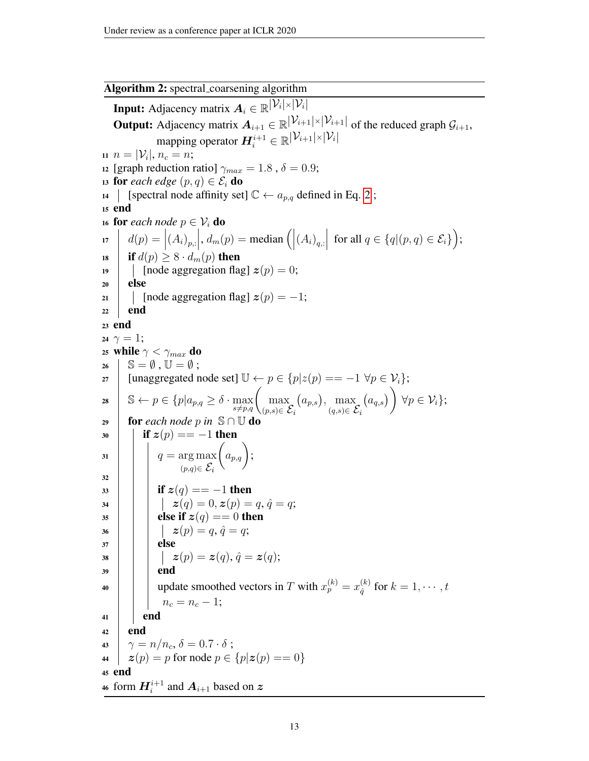**Algorithm 2:** spectral_coarsening algorithm

```
Input: Adjacency matrix A_i ∈ R^{|V_i|×|V_i|}
Output: Adjacency matrix A_{i+1} ∈ R^{|V_{i+1}|×|V_i+1|} of the reduced graph G_{i+1},
        mapping operator H_i^{i+1} ∈ R^{|V_{i+1}|×|V_i|}
11 n = |V_i|, n_c = n;
12 [graph reduction ratio] γ_max = 1.8 , δ = 0.9;
13 for each edge (p, q) ∈ E_i do
14 |   [spectral node affinity set] C ← a_{p,q} defined in Eq. 2;
15 end
16 for each node p ∈ V_i do
17 |   d(p) = |(A_i)_{p,:}|, d_m(p) = median( |(A_i)_{q,:}| for all q ∈ {q|(p,q) ∈ E_i} );
18 |   if d(p) ≥ 8 · d_m(p) then
19 |   |   [node aggregation flag] z(p) = 0;
20 |   else
21 |   |   [node aggregation flag] z(p) = −1;
22 |   end
23 end
24 γ = 1;
25 while γ < γ_max do
26 |   S = ∅ , U = ∅ ;
27 |   [unaggregated node set] U ← p ∈ {p|z(p) == −1 ∀p ∈ V_i};
28 |   S ← p ∈ {p|a_{p,q} ≥ δ · max_{s≠p,q}( max_{(p,s)∈E_i}(a_{p,s}), max_{(q,s)∈E_i}(a_{q,s}) ) ∀p ∈ V_i};
29 |   for each node p in S ∩ U do
30 |   |   if z(p) == −1 then
31 |   |   |   q = arg max_{(p,q)∈E_i}( a_{p,q} );
32 |   |   |
33 |   |   |   if z(q) == −1 then
34 |   |   |   |   z(q) = 0, z(p) = q, q̂ = q;
35 |   |   |   else if z(q) == 0 then
36 |   |   |   |   z(p) = q, q̂ = q;
37 |   |   |   else
38 |   |   |   |   z(p) = z(q), q̂ = z(q);
39 |   |   |   end
40 |   |   |   update smoothed vectors in T with x_p^(k) = x_q̂^(k) for k = 1, ··· , t
   |   |   |   n_c = n_c − 1;
41 |   |   end
42 |   end
43 |   γ = n/n_c, δ = 0.7 · δ ;
44 |   z(p) = p for node p ∈ {p|z(p) == 0}
45 end
46 form H_i^{i+1} and A_{i+1} based on z
```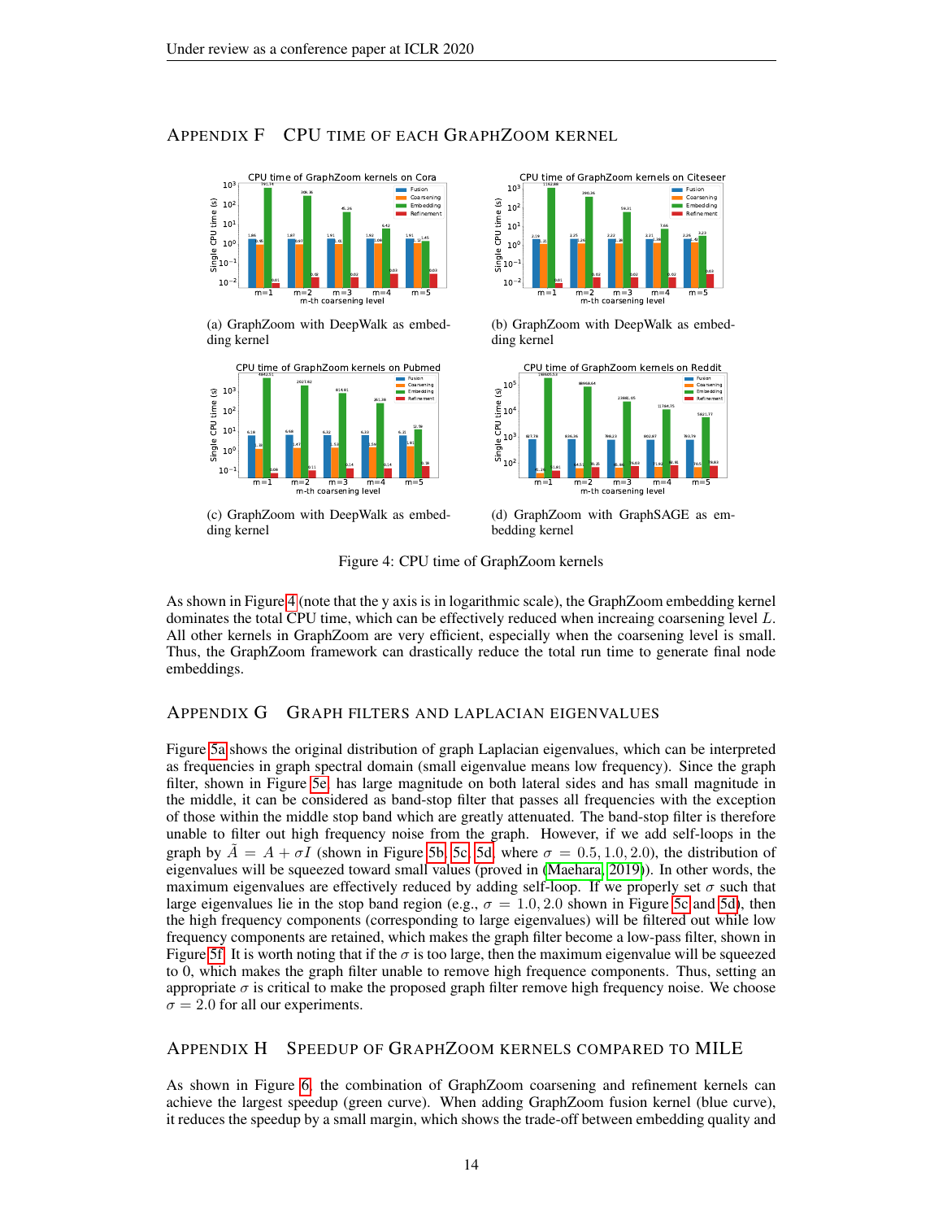# APPENDIX F CPU TIME OF EACH GRAPHZOOM KERNEL

(a) GraphZoom with DeepWalk as embedding kernel

(b) GraphZoom with DeepWalk as embedding kernel

(c) GraphZoom with DeepWalk as embedding kernel

(d) GraphZoom with GraphSAGE as embedding kernel

Figure 4: CPU time of GraphZoom kernels

As shown in Figure 4 (note that the y axis is in logarithmic scale), the GraphZoom embedding kernel dominates the total CPU time, which can be effectively reduced when increaing coarsening level $L$. All other kernels in GraphZoom are very efficient, especially when the coarsening level is small. Thus, the GraphZoom framework can drastically reduce the total run time to generate final node embeddings.

# APPENDIX G GRAPH FILTERS AND LAPLACIAN EIGENVALUES

Figure 5a shows the original distribution of graph Laplacian eigenvalues, which can be interpreted as frequencies in graph spectral domain (small eigenvalue means low frequency). Since the graph filter, shown in Figure 5e, has large magnitude on both lateral sides and has small magnitude in the middle, it can be considered as band-stop filter that passes all frequencies with the exception of those within the middle stop band which are greatly attenuated. The band-stop filter is therefore unable to filter out high frequency noise from the graph. However, if we add self-loops in the graph by $\tilde{A} = A + \sigma I$ (shown in Figure 5b, 5c, 5d, where $\sigma = 0.5, 1.0, 2.0$), the distribution of eigenvalues will be squeezed toward small values (proved in (Maehara, 2019)). In other words, the maximum eigenvalues are effectively reduced by adding self-loop. If we properly set $\sigma$ such that large eigenvalues lie in the stop band region (e.g., $\sigma = 1.0, 2.0$ shown in Figure 5c and 5d), then the high frequency components (corresponding to large eigenvalues) will be filtered out while low frequency components are retained, which makes the graph filter become a low-pass filter, shown in Figure 5f. It is worth noting that if the $\sigma$ is too large, then the maximum eigenvalue will be squeezed to 0, which makes the graph filter unable to remove high frequence components. Thus, setting an appropriate $\sigma$ is critical to make the proposed graph filter remove high frequency noise. We choose $\sigma = 2.0$ for all our experiments.

# APPENDIX H SPEEDUP OF GRAPHZOOM KERNELS COMPARED TO MILE

As shown in Figure 6, the combination of GraphZoom coarsening and refinement kernels can achieve the largest speedup (green curve). When adding GraphZoom fusion kernel (blue curve), it reduces the speedup by a small margin, which shows the trade-off between embedding quality and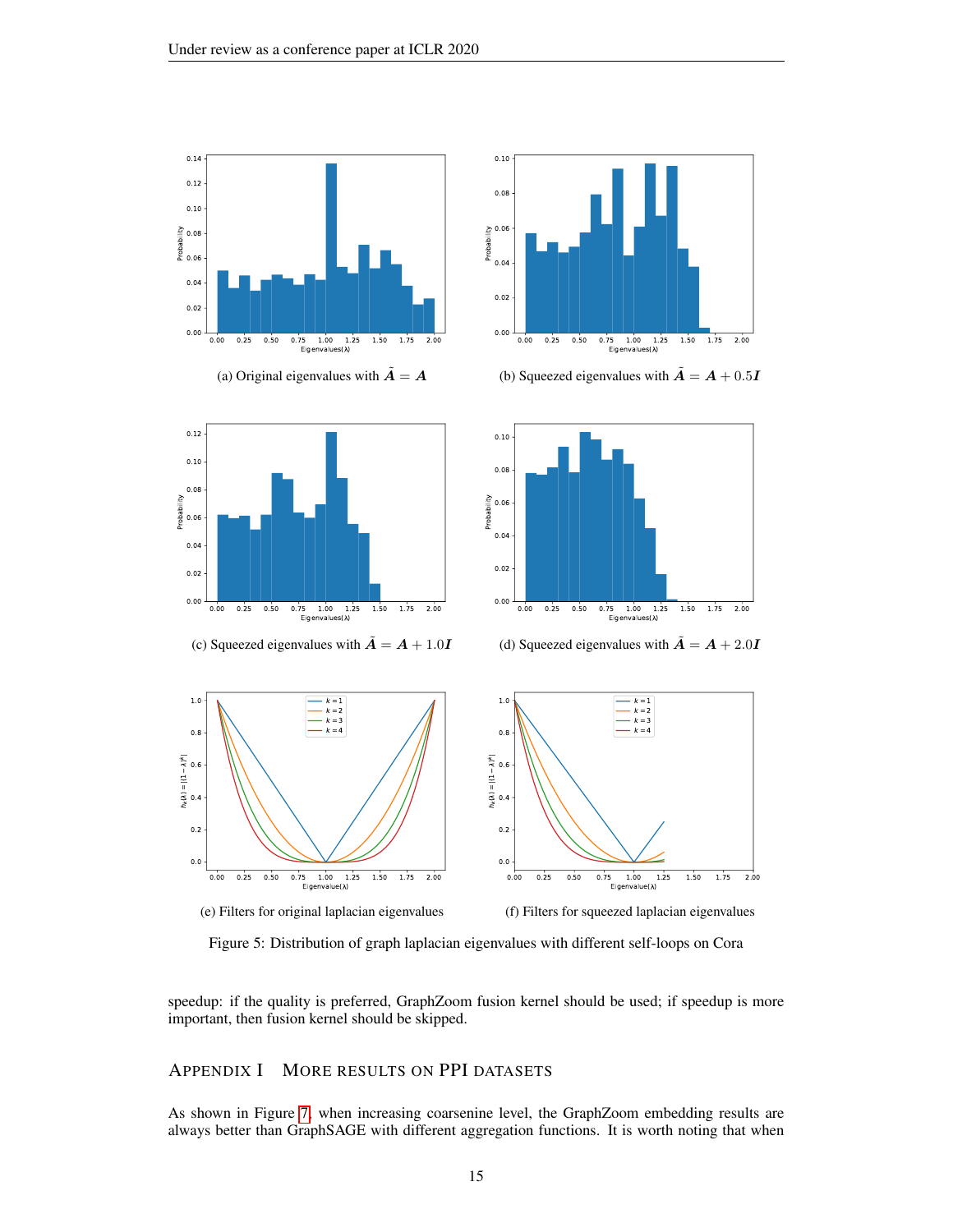(a) Original eigenvalues with $\tilde{\boldsymbol{A}} = \boldsymbol{A}$

(b) Squeezed eigenvalues with $\tilde{\boldsymbol{A}} = \boldsymbol{A} + 0.5\boldsymbol{I}$

(c) Squeezed eigenvalues with $\tilde{\boldsymbol{A}} = \boldsymbol{A} + 1.0\boldsymbol{I}$

(d) Squeezed eigenvalues with $\tilde{\boldsymbol{A}} = \boldsymbol{A} + 2.0\boldsymbol{I}$

(e) Filters for original laplacian eigenvalues

(f) Filters for squeezed laplacian eigenvalues

Figure 5: Distribution of graph laplacian eigenvalues with different self-loops on Cora

speedup: if the quality is preferred, GraphZoom fusion kernel should be used; if speedup is more important, then fusion kernel should be skipped.

## Appendix I More results on PPI datasets

As shown in Figure 7, when increasing coarsenine level, the GraphZoom embedding results are always better than GraphSAGE with different aggregation functions. It is worth noting that when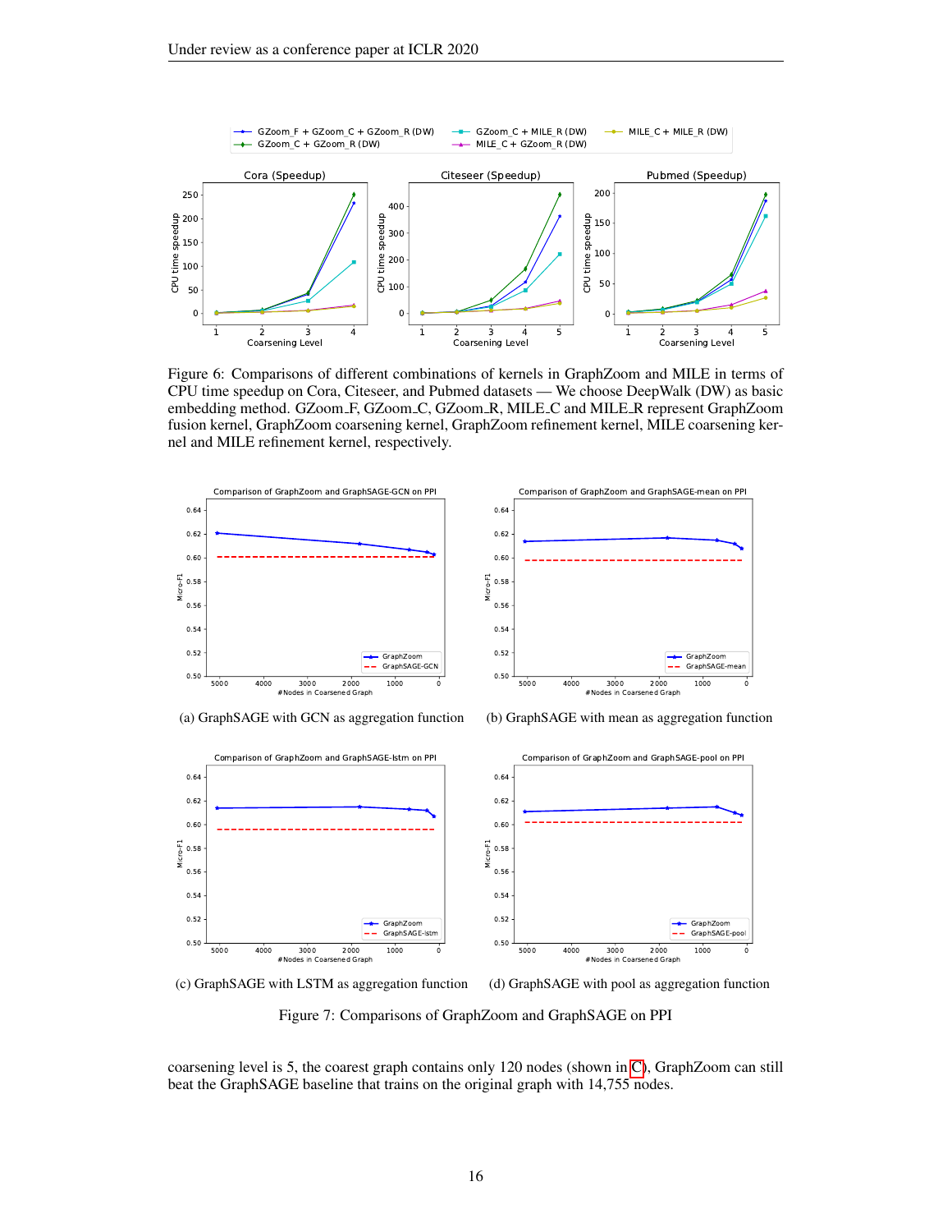GZoom_F + GZoom_C + GZoom_R (DW)
GZoom_C + GZoom_R (DW)
GZoom_C + MILE_R (DW)
MILE_C + GZoom_R (DW)
MILE_C + MILE_R (DW)

Cora (Speedup)
CPU time speedup
0 50 100 150 200 250
Coarsening Level
1 2 3 4

Citeseer (Speedup)
CPU time speedup
0 100 200 300 400
Coarsening Level
1 2 3 4 5

Pubmed (Speedup)
CPU time speedup
0 50 100 150 200
Coarsening Level
1 2 3 4 5

Figure 6: Comparisons of different combinations of kernels in GraphZoom and MILE in terms of CPU time speedup on Cora, Citeseer, and Pubmed datasets — We choose DeepWalk (DW) as basic embedding method. GZoom_F, GZoom_C, GZoom_R, MILE_C and MILE_R represent GraphZoom fusion kernel, GraphZoom coarsening kernel, GraphZoom refinement kernel, MILE coarsening kernel and MILE refinement kernel, respectively.

Comparison of GraphZoom and GraphSAGE-GCN on PPI
Micro-F1
0.50 0.52 0.54 0.56 0.58 0.60 0.62 0.64
#Nodes in Coarsened Graph
5000 4000 3000 2000 1000 0
GraphZoom
GraphSAGE-GCN

(a) GraphSAGE with GCN as aggregation function

Comparison of GraphZoom and GraphSAGE-mean on PPI
Micro-F1
0.50 0.52 0.54 0.56 0.58 0.60 0.62 0.64
#Nodes in Coarsened Graph
5000 4000 3000 2000 1000 0
GraphZoom
GraphSAGE-mean

(b) GraphSAGE with mean as aggregation function

Comparison of GraphZoom and GraphSAGE-lstm on PPI
Micro-F1
0.50 0.52 0.54 0.56 0.58 0.60 0.62 0.64
#Nodes in Coarsened Graph
5000 4000 3000 2000 1000 0
GraphZoom
GraphSAGE-lstm

(c) GraphSAGE with LSTM as aggregation function

Comparison of GraphZoom and GraphSAGE-pool on PPI
Micro-F1
0.50 0.52 0.54 0.56 0.58 0.60 0.62 0.64
#Nodes in Coarsened Graph
5000 4000 3000 2000 1000 0
GraphZoom
GraphSAGE-pool

(d) GraphSAGE with pool as aggregation function

Figure 7: Comparisons of GraphZoom and GraphSAGE on PPI

coarsening level is 5, the coarest graph contains only 120 nodes (shown in C), GraphZoom can still beat the GraphSAGE baseline that trains on the original graph with 14,755 nodes.